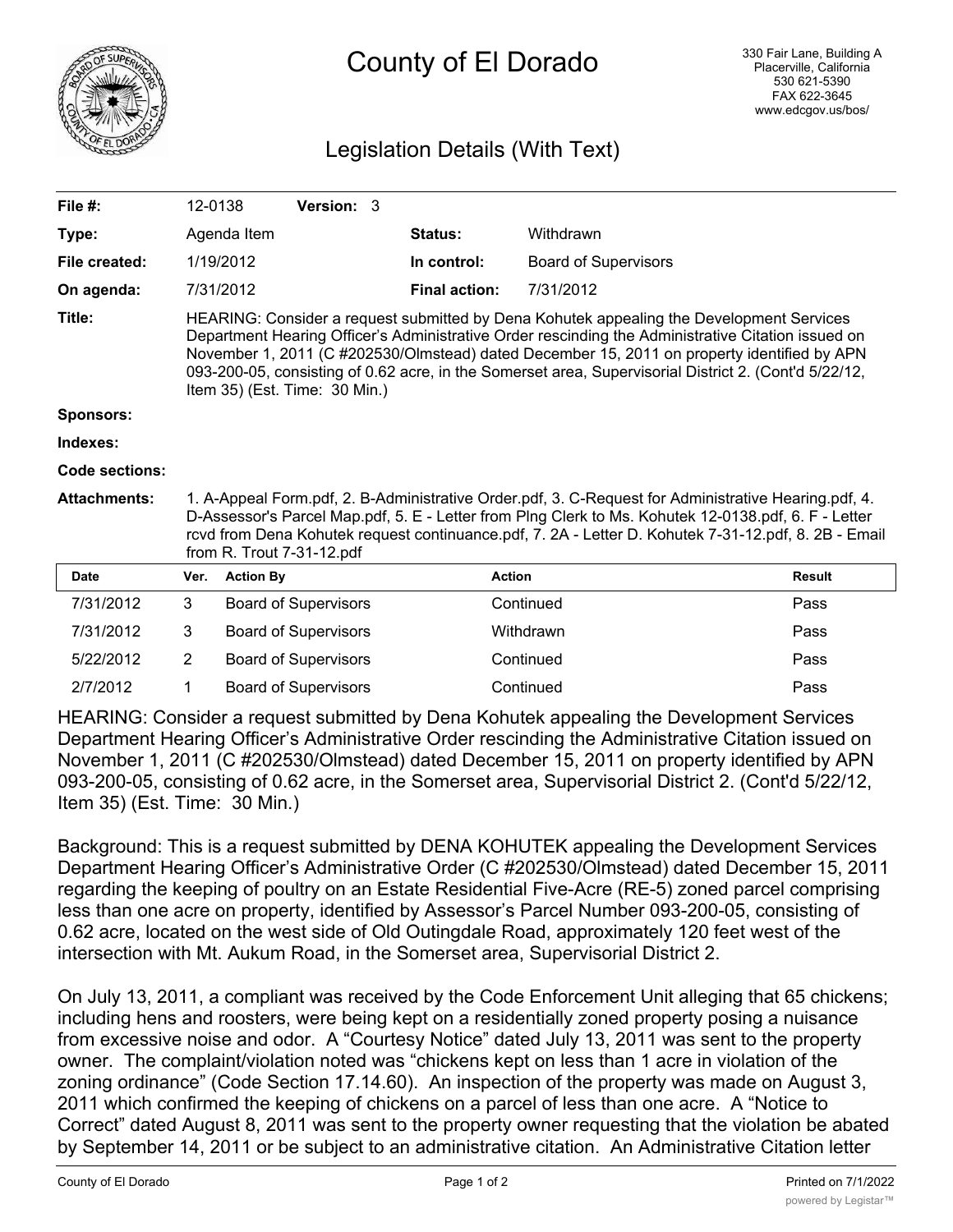# County of El Dorado

330 Fair Lane, Building A
Placerville, California
530 621-5390
FAX 622-3645
www.edcgov.us/bos/

## Legislation Details (With Text)

| | | | |
|---|---|---|---|
| **File #:** | 12-0138 **Version:** 3 | | |
| **Type:** | Agenda Item | **Status:** | Withdrawn |
| **File created:** | 1/19/2012 | **In control:** | Board of Supervisors |
| **On agenda:** | 7/31/2012 | **Final action:** | 7/31/2012 |

**Title:** HEARING: Consider a request submitted by Dena Kohutek appealing the Development Services Department Hearing Officer's Administrative Order rescinding the Administrative Citation issued on November 1, 2011 (C #202530/Olmstead) dated December 15, 2011 on property identified by APN 093-200-05, consisting of 0.62 acre, in the Somerset area, Supervisorial District 2. (Cont'd 5/22/12, Item 35) (Est. Time: 30 Min.)

**Sponsors:**

**Indexes:**

**Code sections:**

**Attachments:** 1. A-Appeal Form.pdf, 2. B-Administrative Order.pdf, 3. C-Request for Administrative Hearing.pdf, 4. D-Assessor's Parcel Map.pdf, 5. E - Letter from Plng Clerk to Ms. Kohutek 12-0138.pdf, 6. F - Letter rcvd from Dena Kohutek request continuance.pdf, 7. 2A - Letter D. Kohutek 7-31-12.pdf, 8. 2B - Email from R. Trout 7-31-12.pdf

| Date | Ver. | Action By | Action | Result |
|---|---|---|---|---|
| 7/31/2012 | 3 | Board of Supervisors | Continued | Pass |
| 7/31/2012 | 3 | Board of Supervisors | Withdrawn | Pass |
| 5/22/2012 | 2 | Board of Supervisors | Continued | Pass |
| 2/7/2012 | 1 | Board of Supervisors | Continued | Pass |

HEARING: Consider a request submitted by Dena Kohutek appealing the Development Services Department Hearing Officer's Administrative Order rescinding the Administrative Citation issued on November 1, 2011 (C #202530/Olmstead) dated December 15, 2011 on property identified by APN 093-200-05, consisting of 0.62 acre, in the Somerset area, Supervisorial District 2. (Cont'd 5/22/12, Item 35) (Est. Time: 30 Min.)

Background: This is a request submitted by DENA KOHUTEK appealing the Development Services Department Hearing Officer's Administrative Order (C #202530/Olmstead) dated December 15, 2011 regarding the keeping of poultry on an Estate Residential Five-Acre (RE-5) zoned parcel comprising less than one acre on property, identified by Assessor's Parcel Number 093-200-05, consisting of 0.62 acre, located on the west side of Old Outingdale Road, approximately 120 feet west of the intersection with Mt. Aukum Road, in the Somerset area, Supervisorial District 2.

On July 13, 2011, a compliant was received by the Code Enforcement Unit alleging that 65 chickens; including hens and roosters, were being kept on a residentially zoned property posing a nuisance from excessive noise and odor. A "Courtesy Notice" dated July 13, 2011 was sent to the property owner. The complaint/violation noted was "chickens kept on less than 1 acre in violation of the zoning ordinance" (Code Section 17.14.60). An inspection of the property was made on August 3, 2011 which confirmed the keeping of chickens on a parcel of less than one acre. A "Notice to Correct" dated August 8, 2011 was sent to the property owner requesting that the violation be abated by September 14, 2011 or be subject to an administrative citation. An Administrative Citation letter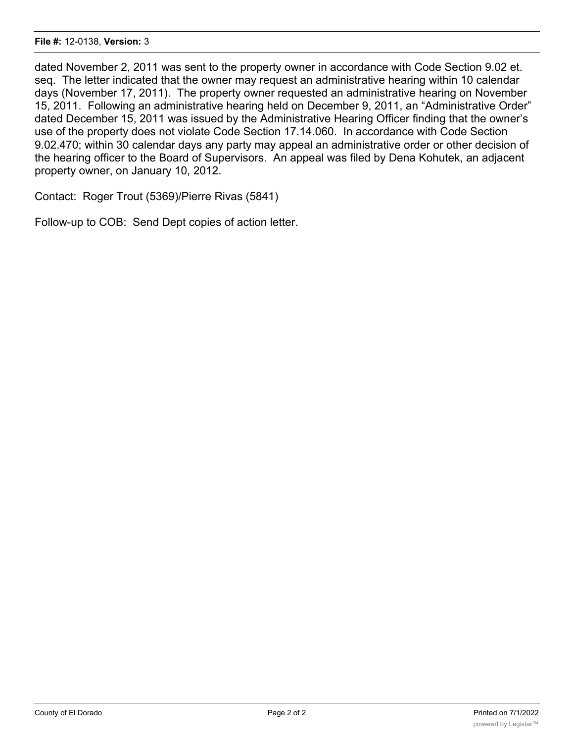dated November 2, 2011 was sent to the property owner in accordance with Code Section 9.02 et. seq. The letter indicated that the owner may request an administrative hearing within 10 calendar days (November 17, 2011). The property owner requested an administrative hearing on November 15, 2011. Following an administrative hearing held on December 9, 2011, an "Administrative Order" dated December 15, 2011 was issued by the Administrative Hearing Officer finding that the owner's use of the property does not violate Code Section 17.14.060. In accordance with Code Section 9.02.470; within 30 calendar days any party may appeal an administrative order or other decision of the hearing officer to the Board of Supervisors. An appeal was filed by Dena Kohutek, an adjacent property owner, on January 10, 2012.

Contact: Roger Trout (5369)/Pierre Rivas (5841)

Follow-up to COB: Send Dept copies of action letter.